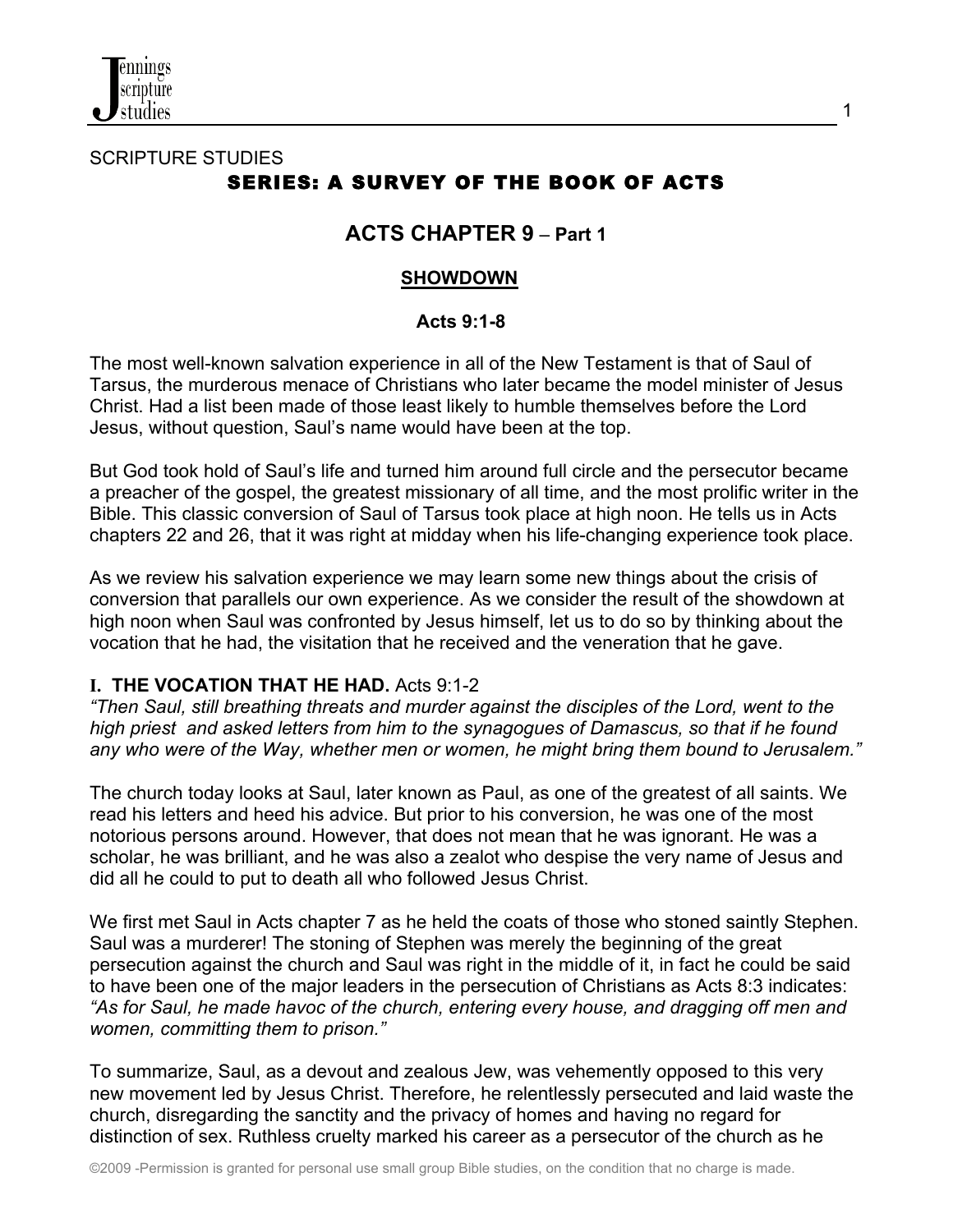SCRIPTURE STUDIES

# SERIES: A SURVEY OF THE BOOK OF ACTS

## ACTS CHAPTER 9 – Part 1

### SHOWDOWN

**Acts 9:1-8**

The most well-known salvation experience in all of the New Testament is that of Saul of Tarsus, the murderous menace of Christians who later became the model minister of Jesus Christ. Had a list been made of those least likely to humble themselves before the Lord Jesus, without question, Saul's name would have been at the top.

But God took hold of Saul's life and turned him around full circle and the persecutor became a preacher of the gospel, the greatest missionary of all time, and the most prolific writer in the Bible. This classic conversion of Saul of Tarsus took place at high noon. He tells us in Acts chapters 22 and 26, that it was right at midday when his life-changing experience took place.

As we review his salvation experience we may learn some new things about the crisis of conversion that parallels our own experience. As we consider the result of the showdown at high noon when Saul was confronted by Jesus himself, let us to do so by thinking about the vocation that he had, the visitation that he received and the veneration that he gave.

**I. THE VOCATION THAT HE HAD.** Acts 9:1-2

*"Then Saul, still breathing threats and murder against the disciples of the Lord, went to the high priest and asked letters from him to the synagogues of Damascus, so that if he found any who were of the Way, whether men or women, he might bring them bound to Jerusalem."*

The church today looks at Saul, later known as Paul, as one of the greatest of all saints. We read his letters and heed his advice. But prior to his conversion, he was one of the most notorious persons around. However, that does not mean that he was ignorant. He was a scholar, he was brilliant, and he was also a zealot who despise the very name of Jesus and did all he could to put to death all who followed Jesus Christ.

We first met Saul in Acts chapter 7 as he held the coats of those who stoned saintly Stephen. Saul was a murderer! The stoning of Stephen was merely the beginning of the great persecution against the church and Saul was right in the middle of it, in fact he could be said to have been one of the major leaders in the persecution of Christians as Acts 8:3 indicates: *"As for Saul, he made havoc of the church, entering every house, and dragging off men and women, committing them to prison."*

To summarize, Saul, as a devout and zealous Jew, was vehemently opposed to this very new movement led by Jesus Christ. Therefore, he relentlessly persecuted and laid waste the church, disregarding the sanctity and the privacy of homes and having no regard for distinction of sex. Ruthless cruelty marked his career as a persecutor of the church as he

©2009 -Permission is granted for personal use small group Bible studies, on the condition that no charge is made.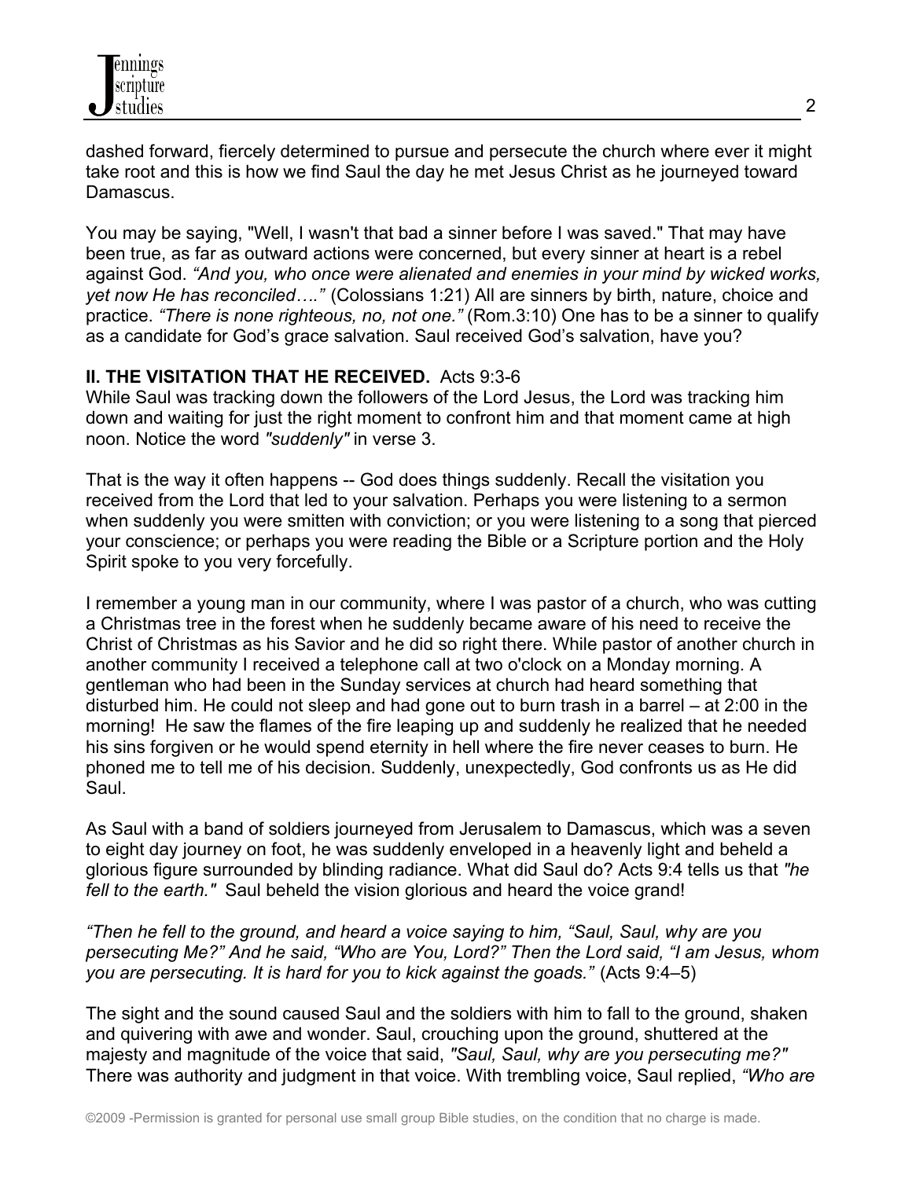dashed forward, fiercely determined to pursue and persecute the church where ever it might take root and this is how we find Saul the day he met Jesus Christ as he journeyed toward Damascus.

You may be saying, "Well, I wasn't that bad a sinner before I was saved." That may have been true, as far as outward actions were concerned, but every sinner at heart is a rebel against God. *"And you, who once were alienated and enemies in your mind by wicked works, yet now He has reconciled…."* (Colossians 1:21) All are sinners by birth, nature, choice and practice. *"There is none righteous, no, not one."* (Rom.3:10) One has to be a sinner to qualify as a candidate for God's grace salvation. Saul received God's salvation, have you?

**II. THE VISITATION THAT HE RECEIVED.** Acts 9:3-6

While Saul was tracking down the followers of the Lord Jesus, the Lord was tracking him down and waiting for just the right moment to confront him and that moment came at high noon. Notice the word *"suddenly"* in verse 3.

That is the way it often happens -- God does things suddenly. Recall the visitation you received from the Lord that led to your salvation. Perhaps you were listening to a sermon when suddenly you were smitten with conviction; or you were listening to a song that pierced your conscience; or perhaps you were reading the Bible or a Scripture portion and the Holy Spirit spoke to you very forcefully.

I remember a young man in our community, where I was pastor of a church, who was cutting a Christmas tree in the forest when he suddenly became aware of his need to receive the Christ of Christmas as his Savior and he did so right there. While pastor of another church in another community I received a telephone call at two o'clock on a Monday morning. A gentleman who had been in the Sunday services at church had heard something that disturbed him. He could not sleep and had gone out to burn trash in a barrel – at 2:00 in the morning! He saw the flames of the fire leaping up and suddenly he realized that he needed his sins forgiven or he would spend eternity in hell where the fire never ceases to burn. He phoned me to tell me of his decision. Suddenly, unexpectedly, God confronts us as He did Saul.

As Saul with a band of soldiers journeyed from Jerusalem to Damascus, which was a seven to eight day journey on foot, he was suddenly enveloped in a heavenly light and beheld a glorious figure surrounded by blinding radiance. What did Saul do? Acts 9:4 tells us that *"he fell to the earth."* Saul beheld the vision glorious and heard the voice grand!

*"Then he fell to the ground, and heard a voice saying to him, "Saul, Saul, why are you persecuting Me?" And he said, "Who are You, Lord?" Then the Lord said, "I am Jesus, whom you are persecuting. It is hard for you to kick against the goads."* (Acts 9:4–5)

The sight and the sound caused Saul and the soldiers with him to fall to the ground, shaken and quivering with awe and wonder. Saul, crouching upon the ground, shuttered at the majesty and magnitude of the voice that said, *"Saul, Saul, why are you persecuting me?"* There was authority and judgment in that voice. With trembling voice, Saul replied, *"Who are*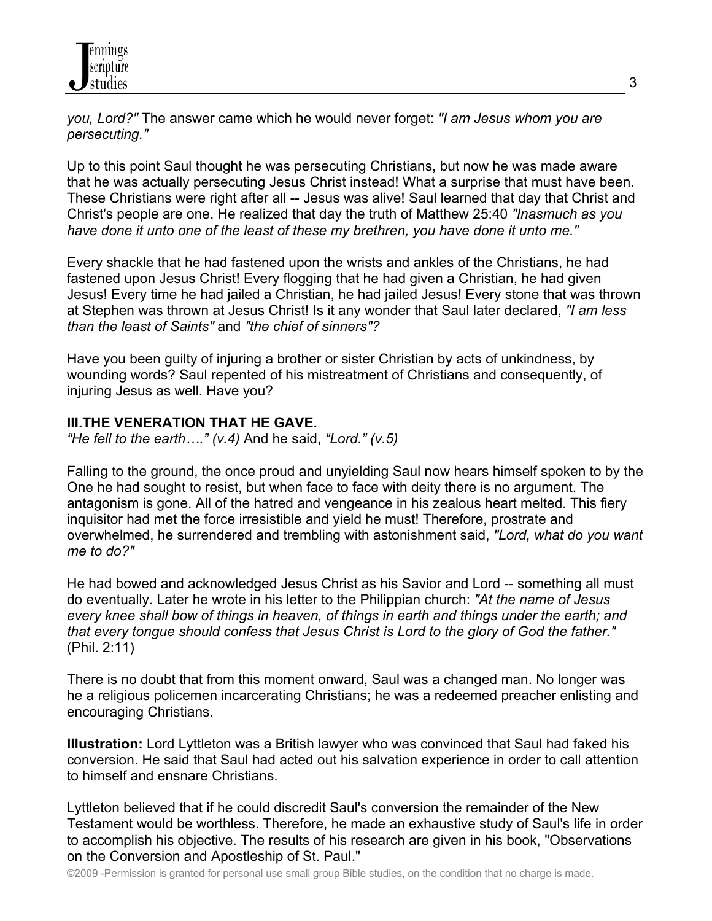*you, Lord?"* The answer came which he would never forget: *"I am Jesus whom you are persecuting."*

Up to this point Saul thought he was persecuting Christians, but now he was made aware that he was actually persecuting Jesus Christ instead! What a surprise that must have been. These Christians were right after all -- Jesus was alive! Saul learned that day that Christ and Christ's people are one. He realized that day the truth of Matthew 25:40 *"Inasmuch as you have done it unto one of the least of these my brethren, you have done it unto me."*

Every shackle that he had fastened upon the wrists and ankles of the Christians, he had fastened upon Jesus Christ! Every flogging that he had given a Christian, he had given Jesus! Every time he had jailed a Christian, he had jailed Jesus! Every stone that was thrown at Stephen was thrown at Jesus Christ! Is it any wonder that Saul later declared, *"I am less than the least of Saints"* and *"the chief of sinners"?*

Have you been guilty of injuring a brother or sister Christian by acts of unkindness, by wounding words? Saul repented of his mistreatment of Christians and consequently, of injuring Jesus as well. Have you?

**III.THE VENERATION THAT HE GAVE.**
*"He fell to the earth…." (v.4)* And he said, *"Lord." (v.5)*

Falling to the ground, the once proud and unyielding Saul now hears himself spoken to by the One he had sought to resist, but when face to face with deity there is no argument. The antagonism is gone. All of the hatred and vengeance in his zealous heart melted. This fiery inquisitor had met the force irresistible and yield he must! Therefore, prostrate and overwhelmed, he surrendered and trembling with astonishment said, *"Lord, what do you want me to do?"*

He had bowed and acknowledged Jesus Christ as his Savior and Lord -- something all must do eventually. Later he wrote in his letter to the Philippian church: *"At the name of Jesus every knee shall bow of things in heaven, of things in earth and things under the earth; and that every tongue should confess that Jesus Christ is Lord to the glory of God the father."* (Phil. 2:11)

There is no doubt that from this moment onward, Saul was a changed man. No longer was he a religious policemen incarcerating Christians; he was a redeemed preacher enlisting and encouraging Christians.

**Illustration:** Lord Lyttleton was a British lawyer who was convinced that Saul had faked his conversion. He said that Saul had acted out his salvation experience in order to call attention to himself and ensnare Christians.

Lyttleton believed that if he could discredit Saul's conversion the remainder of the New Testament would be worthless. Therefore, he made an exhaustive study of Saul's life in order to accomplish his objective. The results of his research are given in his book, "Observations on the Conversion and Apostleship of St. Paul."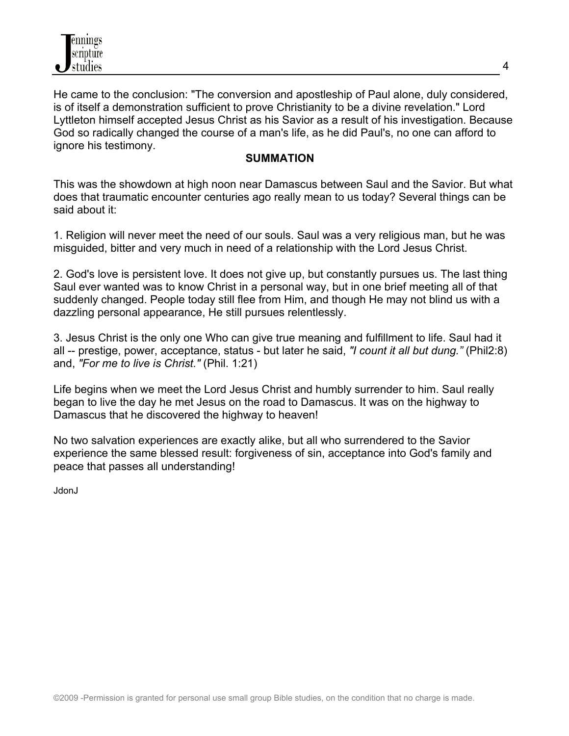He came to the conclusion: "The conversion and apostleship of Paul alone, duly considered, is of itself a demonstration sufficient to prove Christianity to be a divine revelation." Lord Lyttleton himself accepted Jesus Christ as his Savior as a result of his investigation. Because God so radically changed the course of a man's life, as he did Paul's, no one can afford to ignore his testimony.

**SUMMATION**

This was the showdown at high noon near Damascus between Saul and the Savior. But what does that traumatic encounter centuries ago really mean to us today? Several things can be said about it:

1. Religion will never meet the need of our souls. Saul was a very religious man, but he was misguided, bitter and very much in need of a relationship with the Lord Jesus Christ.

2. God's love is persistent love. It does not give up, but constantly pursues us. The last thing Saul ever wanted was to know Christ in a personal way, but in one brief meeting all of that suddenly changed. People today still flee from Him, and though He may not blind us with a dazzling personal appearance, He still pursues relentlessly.

3. Jesus Christ is the only one Who can give true meaning and fulfillment to life. Saul had it all -- prestige, power, acceptance, status - but later he said, *"I count it all but dung."* (Phil2:8) and, *"For me to live is Christ."* (Phil. 1:21)

Life begins when we meet the Lord Jesus Christ and humbly surrender to him. Saul really began to live the day he met Jesus on the road to Damascus. It was on the highway to Damascus that he discovered the highway to heaven!

No two salvation experiences are exactly alike, but all who surrendered to the Savior experience the same blessed result: forgiveness of sin, acceptance into God's family and peace that passes all understanding!

JdonJ